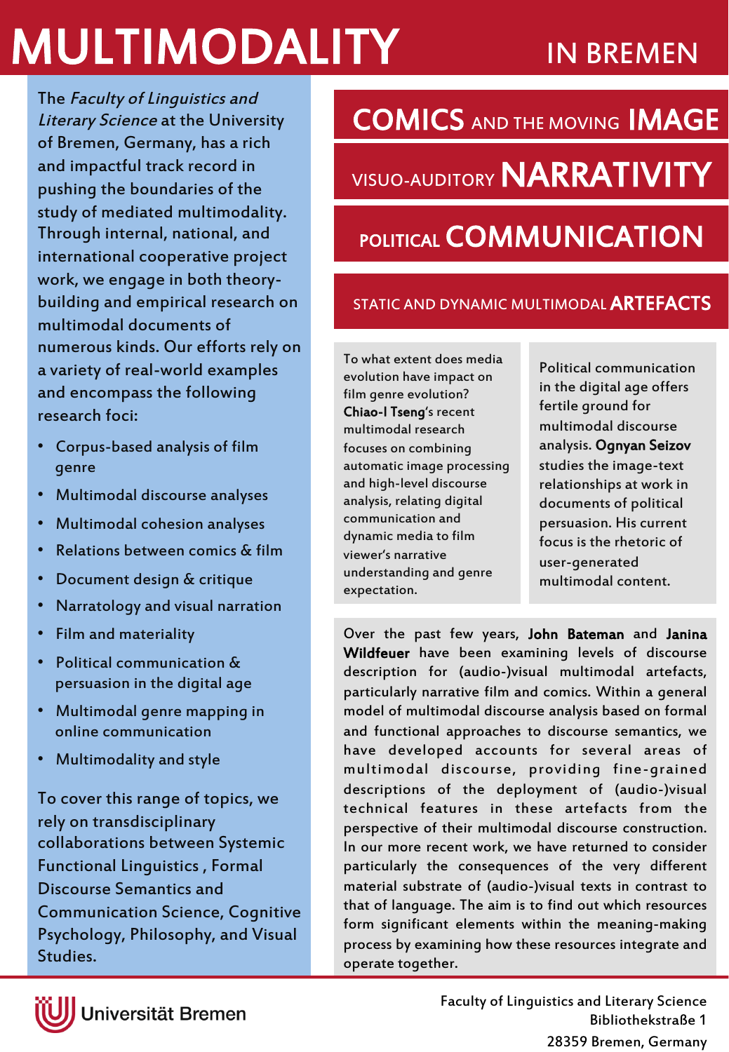# MULTIMODALITY IN BREMEN

The *Faculty of Linguistics and Literary Science* at the University of Bremen, Germany, has a rich and impactful track record in pushing the boundaries of the study of mediated multimodality. Through internal, national, and international cooperative project work, we engage in both theory-building and empirical research on multimodal documents of numerous kinds. Our efforts rely on a variety of real-world examples and encompass the following research foci:

- Corpus-based analysis of film genre
- Multimodal discourse analyses
- Multimodal cohesion analyses
- Relations between comics & film
- Document design & critique
- Narratology and visual narration
- Film and materiality
- Political communication & persuasion in the digital age
- Multimodal genre mapping in online communication
- Multimodality and style

To cover this range of topics, we rely on transdisciplinary collaborations between Systemic Functional Linguistics , Formal Discourse Semantics and Communication Science, Cognitive Psychology, Philosophy, and Visual Studies.

## COMICS AND THE MOVING IMAGE

## VISUO-AUDITORY NARRATIVITY

## POLITICAL COMMUNICATION

## STATIC AND DYNAMIC MULTIMODAL ARTEFACTS

To what extent does media evolution have impact on film genre evolution? **Chiao-I Tseng**'s recent multimodal research focuses on combining automatic image processing and high-level discourse analysis, relating digital communication and dynamic media to film viewer's narrative understanding and genre expectation.

Political communication in the digital age offers fertile ground for multimodal discourse analysis. **Ognyan Seizov** studies the image-text relationships at work in documents of political persuasion. His current focus is the rhetoric of user-generated multimodal content.

Over the past few years, **John Bateman** and **Janina Wildfeuer** have been examining levels of discourse description for (audio-)visual multimodal artefacts, particularly narrative film and comics. Within a general model of multimodal discourse analysis based on formal and functional approaches to discourse semantics, we have developed accounts for several areas of multimodal discourse, providing fine-grained descriptions of the deployment of (audio-)visual technical features in these artefacts from the perspective of their multimodal discourse construction. In our more recent work, we have returned to consider particularly the consequences of the very different material substrate of (audio-)visual texts in contrast to that of language. The aim is to find out which resources form significant elements within the meaning-making process by examining how these resources integrate and operate together.

Universität Bremen

Faculty of Linguistics and Literary Science
Bibliothekstraße 1
28359 Bremen, Germany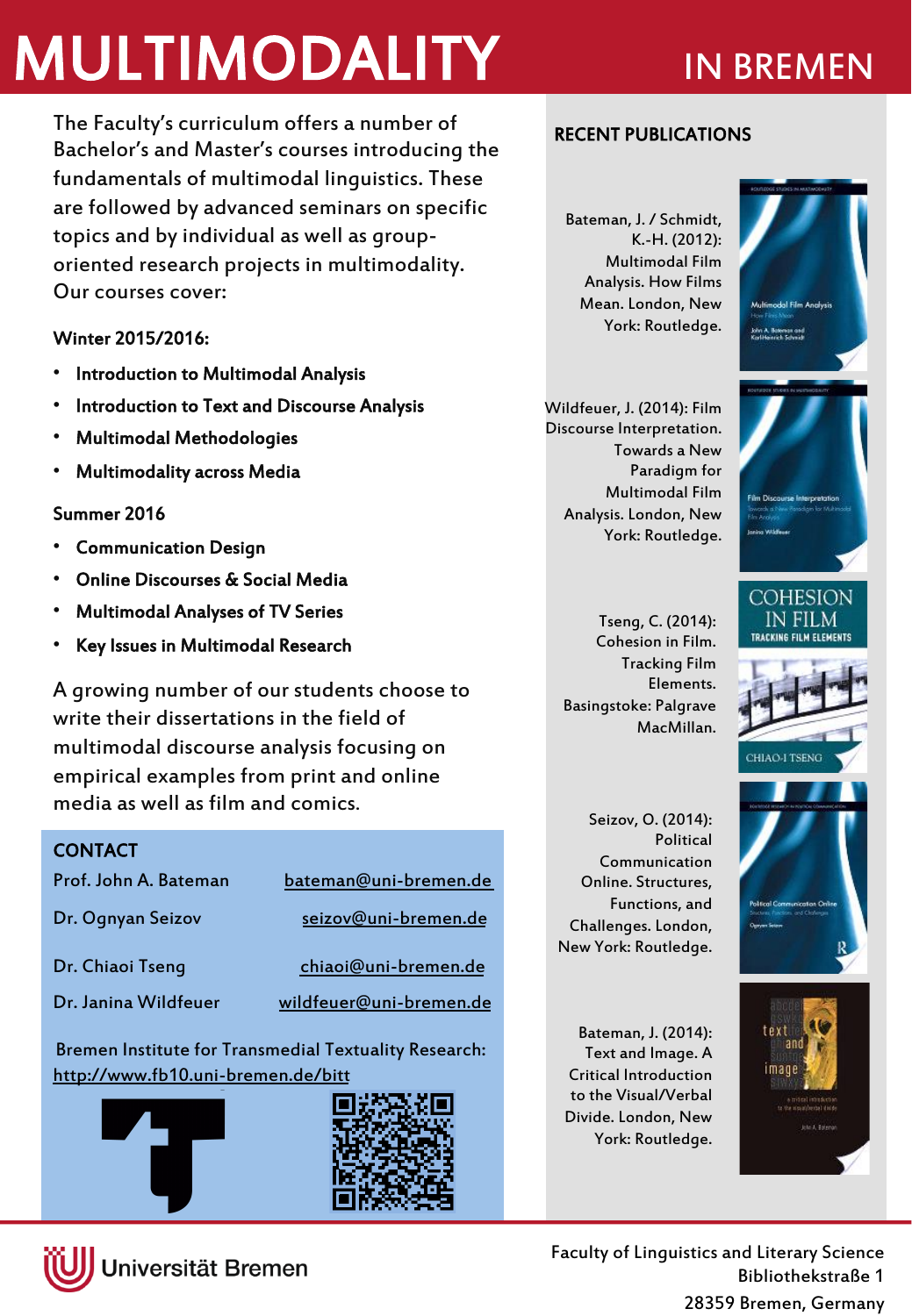# MULTIMODALITY IN BREMEN

The Faculty's curriculum offers a number of Bachelor's and Master's courses introducing the fundamentals of multimodal linguistics. These are followed by advanced seminars on specific topics and by individual as well as group-oriented research projects in multimodality. Our courses cover:

**Winter 2015/2016:**

- **Introduction to Multimodal Analysis**
- **Introduction to Text and Discourse Analysis**
- **Multimodal Methodologies**
- **Multimodality across Media**

**Summer 2016**

- **Communication Design**
- **Online Discourses & Social Media**
- **Multimodal Analyses of TV Series**
- **Key Issues in Multimodal Research**

A growing number of our students choose to write their dissertations in the field of multimodal discourse analysis focusing on empirical examples from print and online media as well as film and comics.

## CONTACT

| | |
|---|---|
| Prof. John A. Bateman | bateman@uni-bremen.de |
| Dr. Ognyan Seizov | seizov@uni-bremen.de |
| Dr. Chiaoi Tseng | chiaoi@uni-bremen.de |
| Dr. Janina Wildfeuer | wildfeuer@uni-bremen.de |

Bremen Institute for Transmedial Textuality Research: http://www.fb10.uni-bremen.de/bitt

## RECENT PUBLICATIONS

Bateman, J. / Schmidt, K.-H. (2012): Multimodal Film Analysis. How Films Mean. London, New York: Routledge.

Wildfeuer, J. (2014): Film Discourse Interpretation. Towards a New Paradigm for Multimodal Film Analysis. London, New York: Routledge.

Tseng, C. (2014): Cohesion in Film. Tracking Film Elements. Basingstoke: Palgrave MacMillan.

Seizov, O. (2014): Political Communication Online. Structures, Functions, and Challenges. London, New York: Routledge.

Bateman, J. (2014): Text and Image. A Critical Introduction to the Visual/Verbal Divide. London, New York: Routledge.

Universität Bremen

Faculty of Linguistics and Literary Science
Bibliothekstraße 1
28359 Bremen, Germany